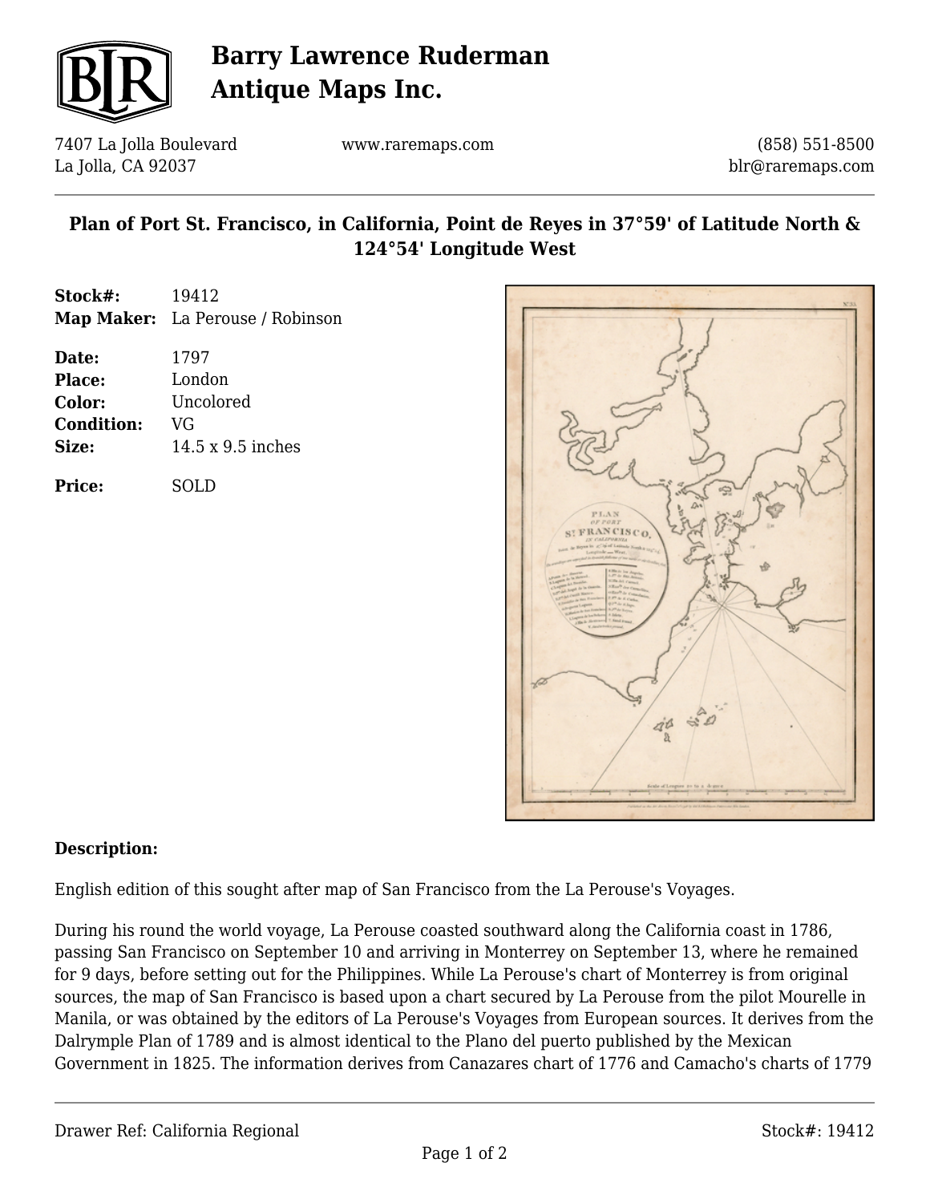# Barry Lawrence Ruderman Antique Maps Inc.

7407 La Jolla Boulevard
La Jolla, CA 92037

www.raremaps.com

(858) 551-8500
blr@raremaps.com

## Plan of Port St. Francisco, in California, Point de Reyes in 37°59' of Latitude North & 124°54' Longitude West

**Stock#:** 19412
**Map Maker:** La Perouse / Robinson

**Date:** 1797
**Place:** London
**Color:** Uncolored
**Condition:** VG
**Size:** 14.5 x 9.5 inches

**Price:** SOLD

### Description:

English edition of this sought after map of San Francisco from the La Perouse's Voyages.

During his round the world voyage, La Perouse coasted southward along the California coast in 1786, passing San Francisco on September 10 and arriving in Monterrey on September 13, where he remained for 9 days, before setting out for the Philippines. While La Perouse's chart of Monterrey is from original sources, the map of San Francisco is based upon a chart secured by La Perouse from the pilot Mourelle in Manila, or was obtained by the editors of La Perouse's Voyages from European sources. It derives from the Dalrymple Plan of 1789 and is almost identical to the Plano del puerto published by the Mexican Government in 1825. The information derives from Canazares chart of 1776 and Camacho's charts of 1779

Drawer Ref: California Regional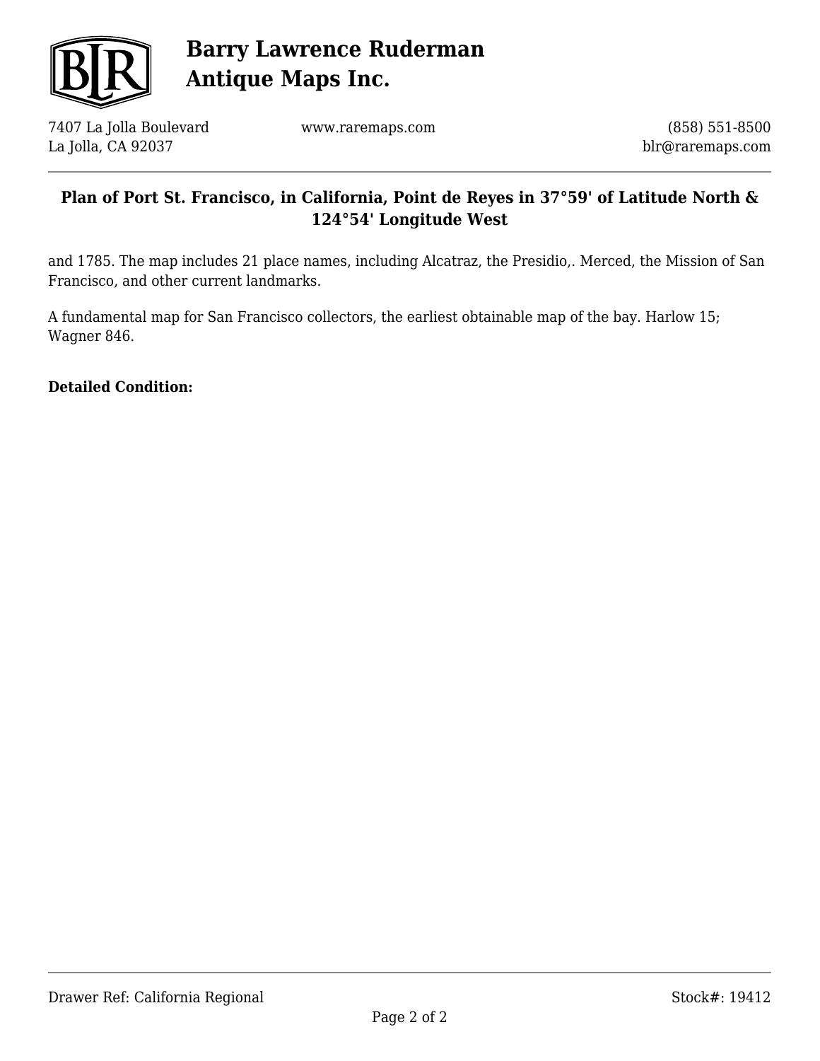**Plan of Port St. Francisco, in California, Point de Reyes in 37°59' of Latitude North & 124°54' Longitude West**

and 1785. The map includes 21 place names, including Alcatraz, the Presidio,. Merced, the Mission of San Francisco, and other current landmarks.

A fundamental map for San Francisco collectors, the earliest obtainable map of the bay. Harlow 15; Wagner 846.

**Detailed Condition:**